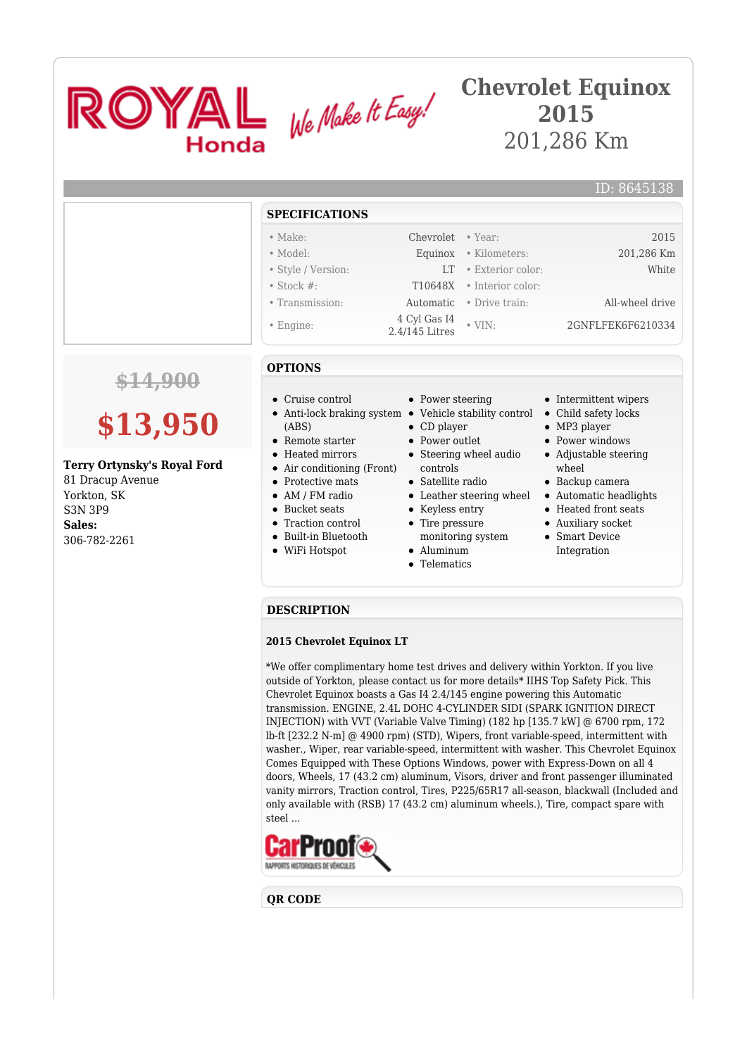ROYAL Honda — We Make It Easy!

# Chevrolet Equinox 2015

201,286 Km

ID: 8645138

~~$14,900~~

**$13,950**

**Terry Ortynsky's Royal Ford**
81 Dracup Avenue
Yorkton, SK
S3N 3P9
**Sales:**
306-782-2261

## SPECIFICATIONS

| | | | |
|---|---|---|---|
| • Make: | Chevrolet | • Year: | 2015 |
| • Model: | Equinox | • Kilometers: | 201,286 Km |
| • Style / Version: | LT | • Exterior color: | White |
| • Stock #: | T10648X | • Interior color: | |
| • Transmission: | Automatic | • Drive train: | All-wheel drive |
| • Engine: | 4 Cyl Gas I4 2.4/145 Litres | • VIN: | 2GNFLFEK6F6210334 |

## OPTIONS

- Cruise control
- Anti-lock braking system (ABS)
- Remote starter
- Heated mirrors
- Air conditioning (Front)
- Protective mats
- AM / FM radio
- Bucket seats
- Traction control
- Built-in Bluetooth
- WiFi Hotspot
- Power steering
- Vehicle stability control
- CD player
- Power outlet
- Steering wheel audio controls
- Satellite radio
- Leather steering wheel
- Keyless entry
- Tire pressure monitoring system
- Aluminum
- Telematics
- Intermittent wipers
- Child safety locks
- MP3 player
- Power windows
- Adjustable steering wheel
- Backup camera
- Automatic headlights
- Heated front seats
- Auxiliary socket
- Smart Device Integration

## DESCRIPTION

**2015 Chevrolet Equinox LT**

*We offer complimentary home test drives and delivery within Yorkton. If you live outside of Yorkton, please contact us for more details* IIHS Top Safety Pick. This Chevrolet Equinox boasts a Gas I4 2.4/145 engine powering this Automatic transmission. ENGINE, 2.4L DOHC 4-CYLINDER SIDI (SPARK IGNITION DIRECT INJECTION) with VVT (Variable Valve Timing) (182 hp [135.7 kW] @ 6700 rpm, 172 lb-ft [232.2 N-m] @ 4900 rpm) (STD), Wipers, front variable-speed, intermittent with washer., Wiper, rear variable-speed, intermittent with washer. This Chevrolet Equinox Comes Equipped with These Options Windows, power with Express-Down on all 4 doors, Wheels, 17 (43.2 cm) aluminum, Visors, driver and front passenger illuminated vanity mirrors, Traction control, Tires, P225/65R17 all-season, blackwall (Included and only available with (RSB) 17 (43.2 cm) aluminum wheels.), Tire, compact spare with steel ...

CarProof — RAPPORTS HISTORIQUES DE VÉHICULES

## QR CODE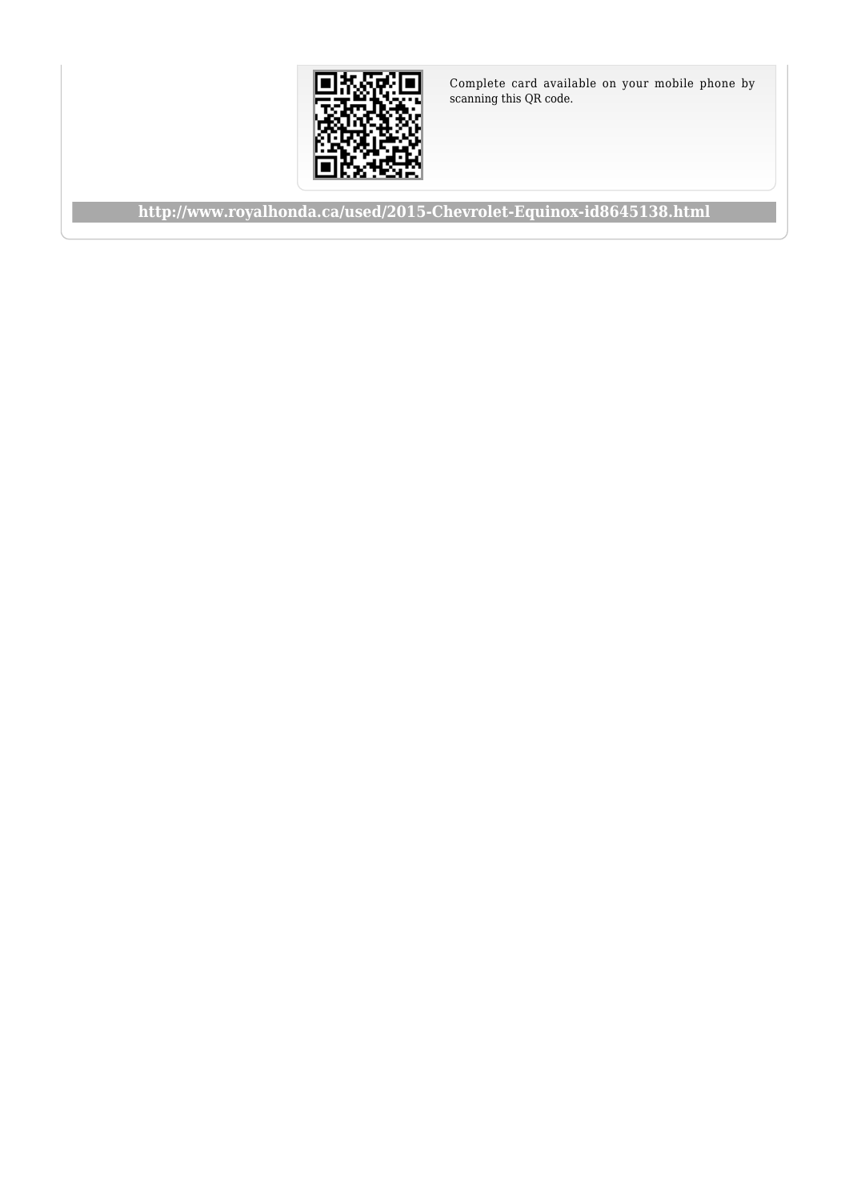Complete card available on your mobile phone by scanning this QR code.

**http://www.royalhonda.ca/used/2015-Chevrolet-Equinox-id8645138.html**